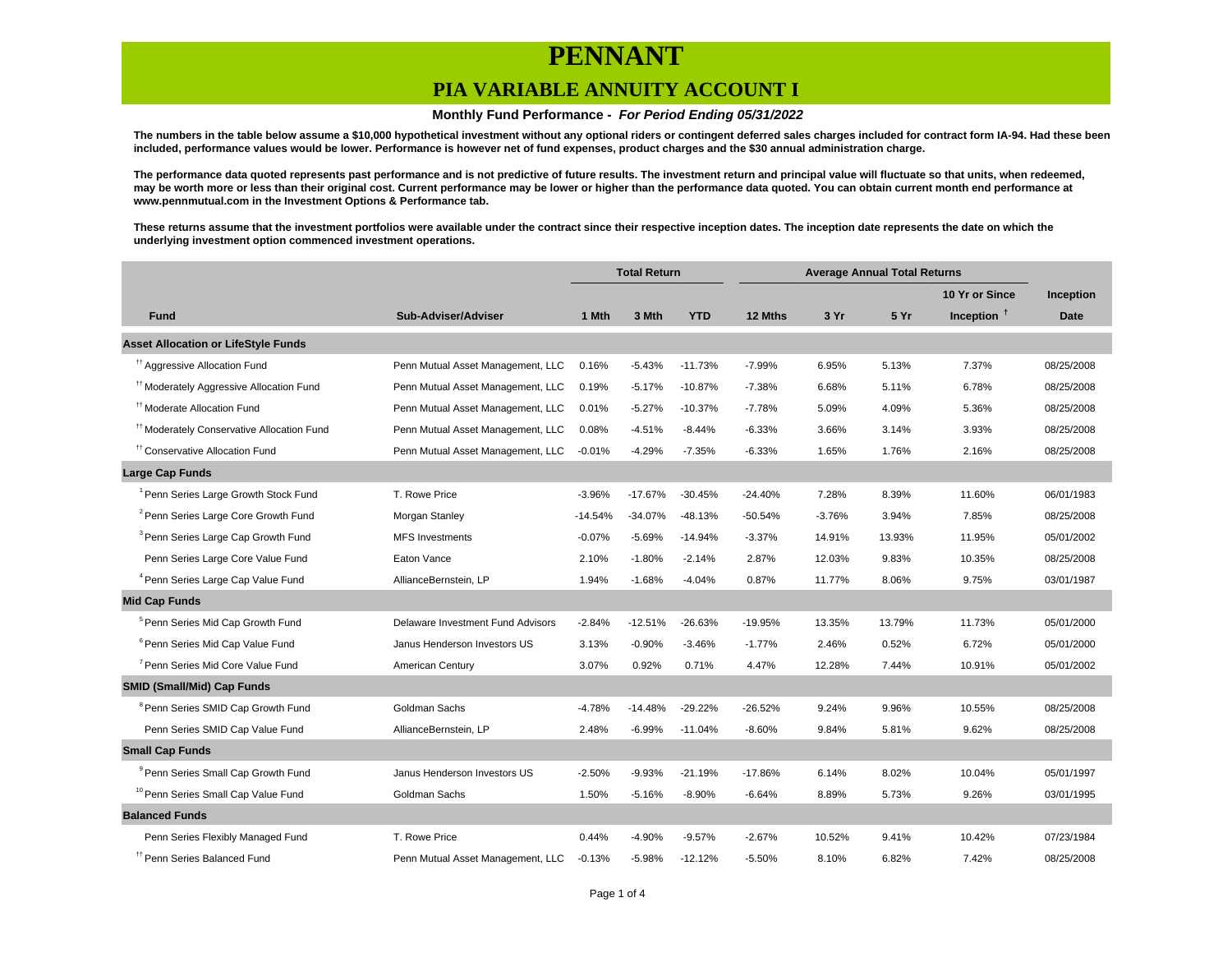# PENNANT

## PIA VARIABLE ANNUITY ACCOUNT I

**Monthly Fund Performance -** ***For Period Ending 05/31/2022***

**The numbers in the table below assume a $10,000 hypothetical investment without any optional riders or contingent deferred sales charges included for contract form IA-94. Had these been included, performance values would be lower. Performance is however net of fund expenses, product charges and the $30 annual administration charge.**

**The performance data quoted represents past performance and is not predictive of future results. The investment return and principal value will fluctuate so that units, when redeemed, may be worth more or less than their original cost. Current performance may be lower or higher than the performance data quoted. You can obtain current month end performance at www.pennmutual.com in the Investment Options & Performance tab.**

**These returns assume that the investment portfolios were available under the contract since their respective inception dates. The inception date represents the date on which the underlying investment option commenced investment operations.**

| | | Total Return | | | Average Annual Total Returns | | | | |
|---|---|---|---|---|---|---|---|---|---|
| **Fund** | **Sub-Adviser/Adviser** | **1 Mth** | **3 Mth** | **YTD** | **12 Mths** | **3 Yr** | **5 Yr** | **10 Yr or Since Inception** † | **Inception Date** |
| **Asset Allocation or LifeStyle Funds** | | | | | | | | | |
| †† Aggressive Allocation Fund | Penn Mutual Asset Management, LLC | 0.16% | -5.43% | -11.73% | -7.99% | 6.95% | 5.13% | 7.37% | 08/25/2008 |
| †† Moderately Aggressive Allocation Fund | Penn Mutual Asset Management, LLC | 0.19% | -5.17% | -10.87% | -7.38% | 6.68% | 5.11% | 6.78% | 08/25/2008 |
| †† Moderate Allocation Fund | Penn Mutual Asset Management, LLC | 0.01% | -5.27% | -10.37% | -7.78% | 5.09% | 4.09% | 5.36% | 08/25/2008 |
| †† Moderately Conservative Allocation Fund | Penn Mutual Asset Management, LLC | 0.08% | -4.51% | -8.44% | -6.33% | 3.66% | 3.14% | 3.93% | 08/25/2008 |
| †† Conservative Allocation Fund | Penn Mutual Asset Management, LLC | -0.01% | -4.29% | -7.35% | -6.33% | 1.65% | 1.76% | 2.16% | 08/25/2008 |
| **Large Cap Funds** | | | | | | | | | |
| [1] Penn Series Large Growth Stock Fund | T. Rowe Price | -3.96% | -17.67% | -30.45% | -24.40% | 7.28% | 8.39% | 11.60% | 06/01/1983 |
| [2] Penn Series Large Core Growth Fund | Morgan Stanley | -14.54% | -34.07% | -48.13% | -50.54% | -3.76% | 3.94% | 7.85% | 08/25/2008 |
| [3] Penn Series Large Cap Growth Fund | MFS Investments | -0.07% | -5.69% | -14.94% | -3.37% | 14.91% | 13.93% | 11.95% | 05/01/2002 |
| Penn Series Large Core Value Fund | Eaton Vance | 2.10% | -1.80% | -2.14% | 2.87% | 12.03% | 9.83% | 10.35% | 08/25/2008 |
| [4] Penn Series Large Cap Value Fund | AllianceBernstein, LP | 1.94% | -1.68% | -4.04% | 0.87% | 11.77% | 8.06% | 9.75% | 03/01/1987 |
| **Mid Cap Funds** | | | | | | | | | |
| [5] Penn Series Mid Cap Growth Fund | Delaware Investment Fund Advisors | -2.84% | -12.51% | -26.63% | -19.95% | 13.35% | 13.79% | 11.73% | 05/01/2000 |
| [6] Penn Series Mid Cap Value Fund | Janus Henderson Investors US | 3.13% | -0.90% | -3.46% | -1.77% | 2.46% | 0.52% | 6.72% | 05/01/2000 |
| [7] Penn Series Mid Core Value Fund | American Century | 3.07% | 0.92% | 0.71% | 4.47% | 12.28% | 7.44% | 10.91% | 05/01/2002 |
| **SMID (Small/Mid) Cap Funds** | | | | | | | | | |
| [8] Penn Series SMID Cap Growth Fund | Goldman Sachs | -4.78% | -14.48% | -29.22% | -26.52% | 9.24% | 9.96% | 10.55% | 08/25/2008 |
| Penn Series SMID Cap Value Fund | AllianceBernstein, LP | 2.48% | -6.99% | -11.04% | -8.60% | 9.84% | 5.81% | 9.62% | 08/25/2008 |
| **Small Cap Funds** | | | | | | | | | |
| [9] Penn Series Small Cap Growth Fund | Janus Henderson Investors US | -2.50% | -9.93% | -21.19% | -17.86% | 6.14% | 8.02% | 10.04% | 05/01/1997 |
| [10] Penn Series Small Cap Value Fund | Goldman Sachs | 1.50% | -5.16% | -8.90% | -6.64% | 8.89% | 5.73% | 9.26% | 03/01/1995 |
| **Balanced Funds** | | | | | | | | | |
| Penn Series Flexibly Managed Fund | T. Rowe Price | 0.44% | -4.90% | -9.57% | -2.67% | 10.52% | 9.41% | 10.42% | 07/23/1984 |
| †† Penn Series Balanced Fund | Penn Mutual Asset Management, LLC | -0.13% | -5.98% | -12.12% | -5.50% | 8.10% | 6.82% | 7.42% | 08/25/2008 |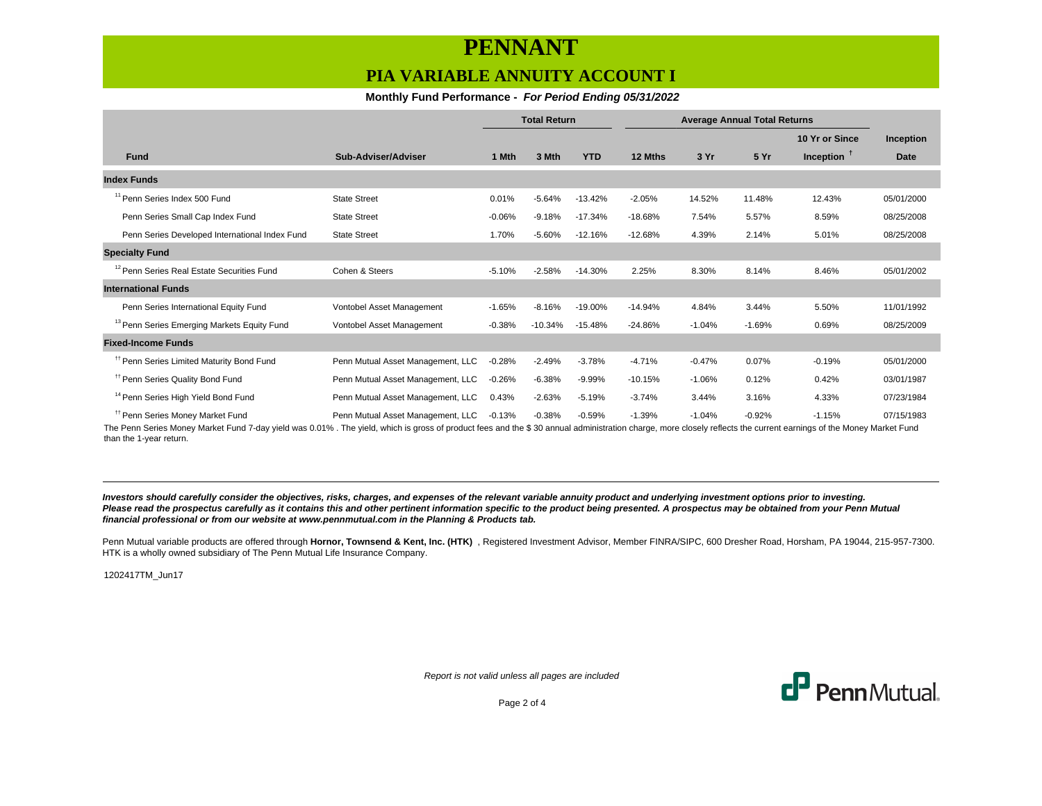# PENNANT

## PIA VARIABLE ANNUITY ACCOUNT I

**Monthly Fund Performance -** ***For Period Ending 05/31/2022***

| | | Total Return | | | Average Annual Total Returns | | | | |
|---|---|---|---|---|---|---|---|---|---|
| **Fund** | **Sub-Adviser/Adviser** | **1 Mth** | **3 Mth** | **YTD** | **12 Mths** | **3 Yr** | **5 Yr** | **10 Yr or Since Inception †** | **Inception Date** |
| **Index Funds** | | | | | | | | | |
| [11] Penn Series Index 500 Fund | State Street | 0.01% | -5.64% | -13.42% | -2.05% | 14.52% | 11.48% | 12.43% | 05/01/2000 |
| Penn Series Small Cap Index Fund | State Street | -0.06% | -9.18% | -17.34% | -18.68% | 7.54% | 5.57% | 8.59% | 08/25/2008 |
| Penn Series Developed International Index Fund | State Street | 1.70% | -5.60% | -12.16% | -12.68% | 4.39% | 2.14% | 5.01% | 08/25/2008 |
| **Specialty Fund** | | | | | | | | | |
| [12] Penn Series Real Estate Securities Fund | Cohen & Steers | -5.10% | -2.58% | -14.30% | 2.25% | 8.30% | 8.14% | 8.46% | 05/01/2002 |
| **International Funds** | | | | | | | | | |
| Penn Series International Equity Fund | Vontobel Asset Management | -1.65% | -8.16% | -19.00% | -14.94% | 4.84% | 3.44% | 5.50% | 11/01/1992 |
| [13] Penn Series Emerging Markets Equity Fund | Vontobel Asset Management | -0.38% | -10.34% | -15.48% | -24.86% | -1.04% | -1.69% | 0.69% | 08/25/2009 |
| **Fixed-Income Funds** | | | | | | | | | |
| [††] Penn Series Limited Maturity Bond Fund | Penn Mutual Asset Management, LLC | -0.28% | -2.49% | -3.78% | -4.71% | -0.47% | 0.07% | -0.19% | 05/01/2000 |
| [††] Penn Series Quality Bond Fund | Penn Mutual Asset Management, LLC | -0.26% | -6.38% | -9.99% | -10.15% | -1.06% | 0.12% | 0.42% | 03/01/1987 |
| [14] Penn Series High Yield Bond Fund | Penn Mutual Asset Management, LLC | 0.43% | -2.63% | -5.19% | -3.74% | 3.44% | 3.16% | 4.33% | 07/23/1984 |
| [††] Penn Series Money Market Fund | Penn Mutual Asset Management, LLC | -0.13% | -0.38% | -0.59% | -1.39% | -1.04% | -0.92% | -1.15% | 07/15/1983 |

The Penn Series Money Market Fund 7-day yield was 0.01% . The yield, which is gross of product fees and the $ 30 annual administration charge, more closely reflects the current earnings of the Money Market Fund than the 1-year return.

---

***Investors should carefully consider the objectives, risks, charges, and expenses of the relevant variable annuity product and underlying investment options prior to investing. Please read the prospectus carefully as it contains this and other pertinent information specific to the product being presented. A prospectus may be obtained from your Penn Mutual financial professional or from our website at www.pennmutual.com in the Planning & Products tab.***

Penn Mutual variable products are offered through **Hornor, Townsend & Kent, Inc. (HTK)** , Registered Investment Advisor, Member FINRA/SIPC, 600 Dresher Road, Horsham, PA 19044, 215-957-7300. HTK is a wholly owned subsidiary of The Penn Mutual Life Insurance Company.

1202417TM_Jun17

*Report is not valid unless all pages are included*

Penn Mutual.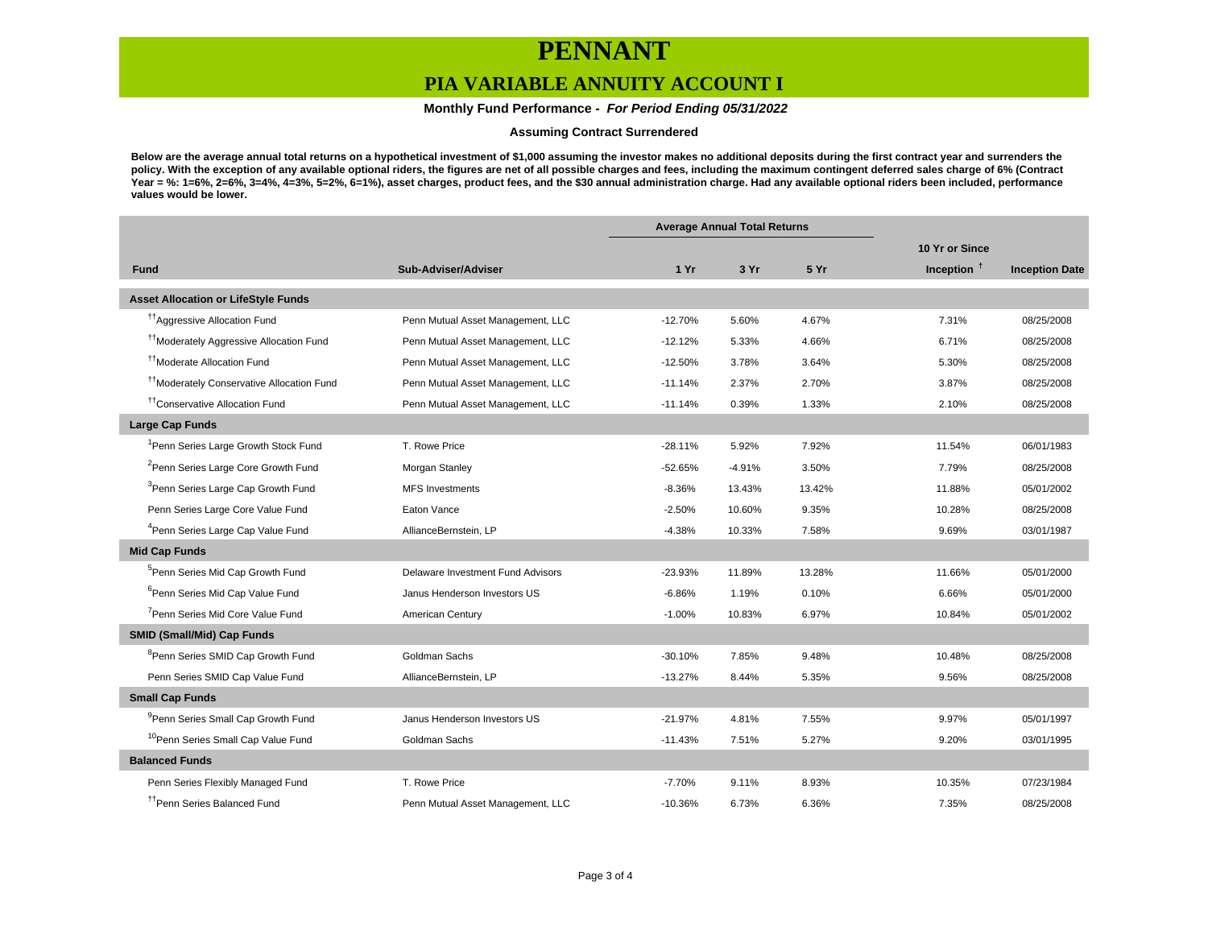# PENNANT

## PIA VARIABLE ANNUITY ACCOUNT I

**Monthly Fund Performance -** ***For Period Ending 05/31/2022***

**Assuming Contract Surrendered**

**Below are the average annual total returns on a hypothetical investment of $1,000 assuming the investor makes no additional deposits during the first contract year and surrenders the policy. With the exception of any available optional riders, the figures are net of all possible charges and fees, including the maximum contingent deferred sales charge of 6% (Contract Year = %: 1=6%, 2=6%, 3=4%, 4=3%, 5=2%, 6=1%), asset charges, product fees, and the $30 annual administration charge. Had any available optional riders been included, performance values would be lower.**

| | | Average Annual Total Returns | | | | |
|---|---|---|---|---|---|---|
| | | | | | 10 Yr or Since | |
| **Fund** | **Sub-Adviser/Adviser** | **1 Yr** | **3 Yr** | **5 Yr** | **Inception** [†] | **Inception Date** |
| **Asset Allocation or LifeStyle Funds** | | | | | | |
| [††]Aggressive Allocation Fund | Penn Mutual Asset Management, LLC | -12.70% | 5.60% | 4.67% | 7.31% | 08/25/2008 |
| [††]Moderately Aggressive Allocation Fund | Penn Mutual Asset Management, LLC | -12.12% | 5.33% | 4.66% | 6.71% | 08/25/2008 |
| [††]Moderate Allocation Fund | Penn Mutual Asset Management, LLC | -12.50% | 3.78% | 3.64% | 5.30% | 08/25/2008 |
| [††]Moderately Conservative Allocation Fund | Penn Mutual Asset Management, LLC | -11.14% | 2.37% | 2.70% | 3.87% | 08/25/2008 |
| [††]Conservative Allocation Fund | Penn Mutual Asset Management, LLC | -11.14% | 0.39% | 1.33% | 2.10% | 08/25/2008 |
| **Large Cap Funds** | | | | | | |
| [1]Penn Series Large Growth Stock Fund | T. Rowe Price | -28.11% | 5.92% | 7.92% | 11.54% | 06/01/1983 |
| [2]Penn Series Large Core Growth Fund | Morgan Stanley | -52.65% | -4.91% | 3.50% | 7.79% | 08/25/2008 |
| [3]Penn Series Large Cap Growth Fund | MFS Investments | -8.36% | 13.43% | 13.42% | 11.88% | 05/01/2002 |
| Penn Series Large Core Value Fund | Eaton Vance | -2.50% | 10.60% | 9.35% | 10.28% | 08/25/2008 |
| [4]Penn Series Large Cap Value Fund | AllianceBernstein, LP | -4.38% | 10.33% | 7.58% | 9.69% | 03/01/1987 |
| **Mid Cap Funds** | | | | | | |
| [5]Penn Series Mid Cap Growth Fund | Delaware Investment Fund Advisors | -23.93% | 11.89% | 13.28% | 11.66% | 05/01/2000 |
| [6]Penn Series Mid Cap Value Fund | Janus Henderson Investors US | -6.86% | 1.19% | 0.10% | 6.66% | 05/01/2000 |
| [7]Penn Series Mid Core Value Fund | American Century | -1.00% | 10.83% | 6.97% | 10.84% | 05/01/2002 |
| **SMID (Small/Mid) Cap Funds** | | | | | | |
| [8]Penn Series SMID Cap Growth Fund | Goldman Sachs | -30.10% | 7.85% | 9.48% | 10.48% | 08/25/2008 |
| Penn Series SMID Cap Value Fund | AllianceBernstein, LP | -13.27% | 8.44% | 5.35% | 9.56% | 08/25/2008 |
| **Small Cap Funds** | | | | | | |
| [9]Penn Series Small Cap Growth Fund | Janus Henderson Investors US | -21.97% | 4.81% | 7.55% | 9.97% | 05/01/1997 |
| [10]Penn Series Small Cap Value Fund | Goldman Sachs | -11.43% | 7.51% | 5.27% | 9.20% | 03/01/1995 |
| **Balanced Funds** | | | | | | |
| Penn Series Flexibly Managed Fund | T. Rowe Price | -7.70% | 9.11% | 8.93% | 10.35% | 07/23/1984 |
| [††]Penn Series Balanced Fund | Penn Mutual Asset Management, LLC | -10.36% | 6.73% | 6.36% | 7.35% | 08/25/2008 |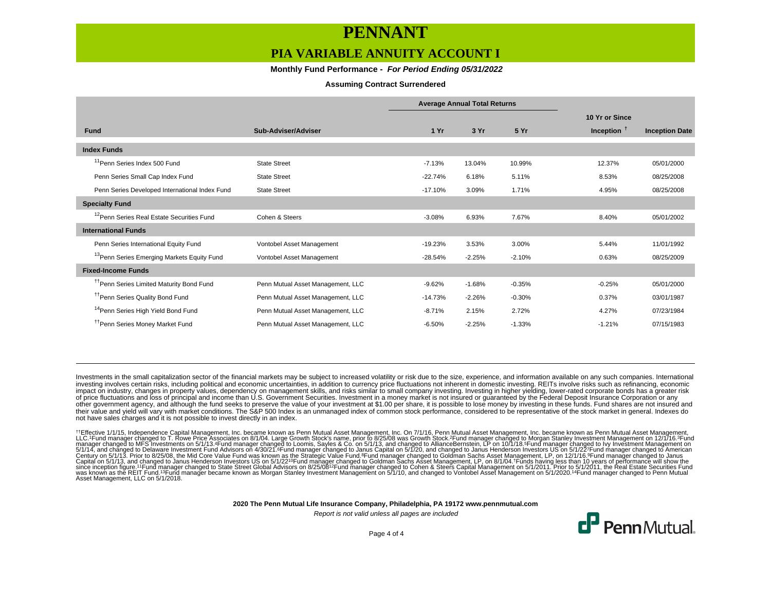# PENNANT

## PIA VARIABLE ANNUITY ACCOUNT I

**Monthly Fund Performance -** ***For Period Ending 05/31/2022***

**Assuming Contract Surrendered**

| | | Average Annual Total Returns | | | | |
|---|---|---|---|---|---|---|
| **Fund** | **Sub-Adviser/Adviser** | **1 Yr** | **3 Yr** | **5 Yr** | **10 Yr or Since Inception †** | **Inception Date** |
| **Index Funds** | | | | | | |
| [11]Penn Series Index 500 Fund | State Street | -7.13% | 13.04% | 10.99% | 12.37% | 05/01/2000 |
| Penn Series Small Cap Index Fund | State Street | -22.74% | 6.18% | 5.11% | 8.53% | 08/25/2008 |
| Penn Series Developed International Index Fund | State Street | -17.10% | 3.09% | 1.71% | 4.95% | 08/25/2008 |
| **Specialty Fund** | | | | | | |
| [12]Penn Series Real Estate Securities Fund | Cohen & Steers | -3.08% | 6.93% | 7.67% | 8.40% | 05/01/2002 |
| **International Funds** | | | | | | |
| Penn Series International Equity Fund | Vontobel Asset Management | -19.23% | 3.53% | 3.00% | 5.44% | 11/01/1992 |
| [13]Penn Series Emerging Markets Equity Fund | Vontobel Asset Management | -28.54% | -2.25% | -2.10% | 0.63% | 08/25/2009 |
| **Fixed-Income Funds** | | | | | | |
| [††]Penn Series Limited Maturity Bond Fund | Penn Mutual Asset Management, LLC | -9.62% | -1.68% | -0.35% | -0.25% | 05/01/2000 |
| [††]Penn Series Quality Bond Fund | Penn Mutual Asset Management, LLC | -14.73% | -2.26% | -0.30% | 0.37% | 03/01/1987 |
| [14]Penn Series High Yield Bond Fund | Penn Mutual Asset Management, LLC | -8.71% | 2.15% | 2.72% | 4.27% | 07/23/1984 |
| [††]Penn Series Money Market Fund | Penn Mutual Asset Management, LLC | -6.50% | -2.25% | -1.33% | -1.21% | 07/15/1983 |

Investments in the small capitalization sector of the financial markets may be subject to increased volatility or risk due to the size, experience, and information available on any such companies. International investing involves certain risks, including political and economic uncertainties, in addition to currency price fluctuations not inherent in domestic investing. REITs involve risks such as refinancing, economic impact on industry, changes in property values, dependency on management skills, and risks similar to small company investing. Investing in higher yielding, lower-rated corporate bonds has a greater risk of price fluctuations and loss of principal and income than U.S. Government Securities. Investment in a money market is not insured or guaranteed by the Federal Deposit Insurance Corporation or any other government agency, and although the fund seeks to preserve the value of your investment at $1.00 per share, it is possible to lose money by investing in these funds. Fund shares are not insured and their value and yield will vary with market conditions. The S&P 500 Index is an unmanaged index of common stock performance, considered to be representative of the stock market in general. Indexes do not have sales charges and it is not possible to invest directly in an index.

[††]Effective 1/1/15, Independence Capital Management, Inc. became known as Penn Mutual Asset Management, Inc. On 7/1/16, Penn Mutual Asset Management, Inc. became known as Penn Mutual Asset Management, LLC.[1]Fund manager changed to T. Rowe Price Associates on 8/1/04. Large Growth Stock's name, prior to 8/25/08 was Growth Stock.[2]Fund manager changed to Morgan Stanley Investment Management on 12/1/16.[3]Fund manager changed to MFS Investments on 5/1/13.[4]Fund manager changed to Loomis, Sayles & Co. on 5/1/13, and changed to AllianceBernstein, LP on 10/1/18.[5]Fund manager changed to Ivy Investment Management on 5/1/14, and changed to Delaware Investment Fund Advisors on 4/30/21.[6]Fund manager changed to Janus Capital on 5/1/20, and changed to Janus Henderson Investors US on 5/1/22[7]Fund manager changed to American Century on 5/1/13. Prior to 8/25/08, the Mid Core Value Fund was known as the Strategic Value Fund.[8]Fund manager changed to Goldman Sachs Asset Management, LP, on 12/1/16.[9]Fund manager changed to Janus Capital on 5/1/13, and changed to Janus Henderson Investors US on 5/1/22[10]Fund manager changed to Goldman Sachs Asset Management, LP, on 8/1/04.[†]Funds having less than 10 years of performance will show the since inception figure.[11]Fund manager changed to State Street Global Advisors on 8/25/08[12]Fund manager changed to Cohen & Steers Capital Management on 5/1/2011. Prior to 5/1/2011, the Real Estate Securities Fund was known as the REIT Fund.[13]Fund manager became known as Morgan Stanley Investment Management on 5/1/10, and changed to Vontobel Asset Management on 5/1/2020.[14]Fund manager changed to Penn Mutual Asset Management, LLC on 5/1/2018.

**2020 The Penn Mutual Life Insurance Company, Philadelphia, PA 19172 www.pennmutual.com**

*Report is not valid unless all pages are included*